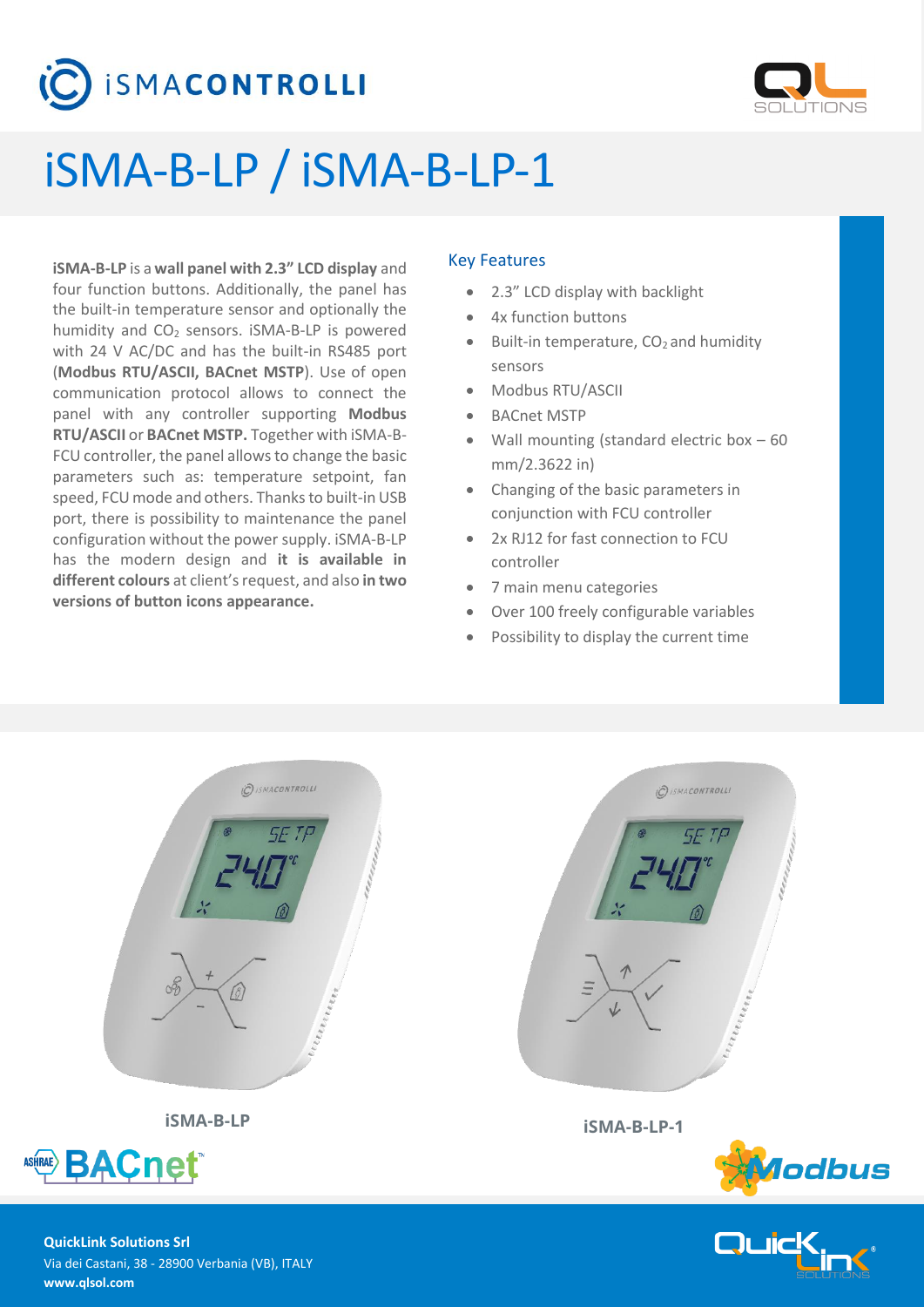# iSMA-B-LP / iSMA-B-LP-1

**iSMA-B-LP** is a **wall panel with 2.3" LCD display** and four function buttons. Additionally, the panel has the built-in temperature sensor and optionally the humidity and $CO_2$ sensors. iSMA-B-LP is powered with 24 V AC/DC and has the built-in RS485 port (**Modbus RTU/ASCII, BACnet MSTP**). Use of open communication protocol allows to connect the panel with any controller supporting **Modbus RTU/ASCII** or **BACnet MSTP.** Together with iSMA-B-FCU controller, the panel allows to change the basic parameters such as: temperature setpoint, fan speed, FCU mode and others. Thanks to built-in USB port, there is possibility to maintenance the panel configuration without the power supply. iSMA-B-LP has the modern design and **it is available in different colours** at client's request, and also **in two versions of button icons appearance.**

## Key Features

- 2.3" LCD display with backlight
- 4x function buttons
- Built-in temperature, $CO_2$ and humidity sensors
- Modbus RTU/ASCII
- BACnet MSTP
- Wall mounting (standard electric box – 60 mm/2.3622 in)
- Changing of the basic parameters in conjunction with FCU controller
- 2x RJ12 for fast connection to FCU controller
- 7 main menu categories
- Over 100 freely configurable variables
- Possibility to display the current time

**iSMA-B-LP**

**iSMA-B-LP-1**

**QuickLink Solutions Srl**
Via dei Castani, 38 - 28900 Verbania (VB), ITALY
**www.qlsol.com**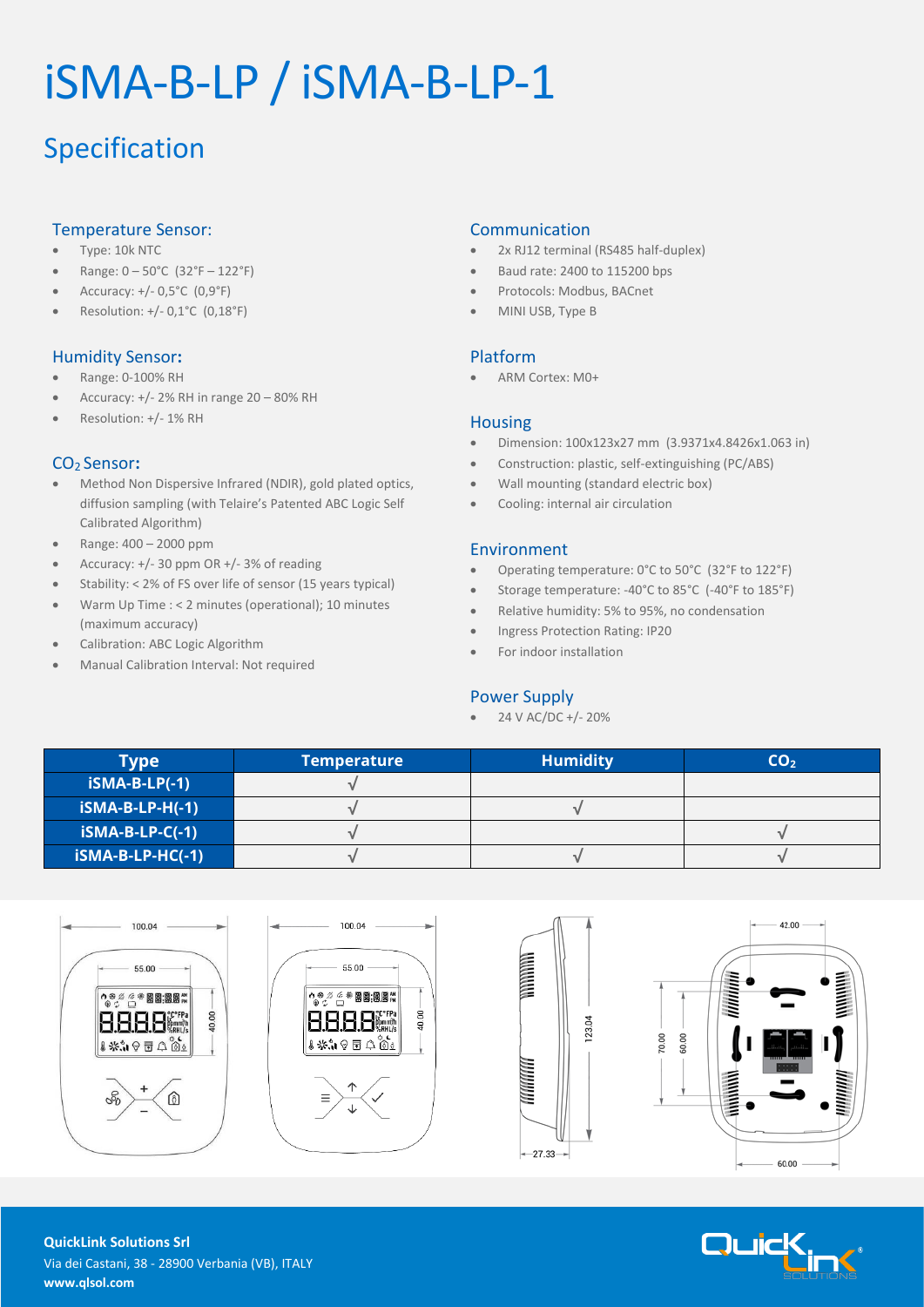# iSMA-B-LP / iSMA-B-LP-1

## Specification

### Temperature Sensor:

- Type: 10k NTC
- Range: 0 – 50°C (32°F – 122°F)
- Accuracy: +/- 0,5°C (0,9°F)
- Resolution: +/- 0,1°C (0,18°F)

### Humidity Sensor:

- Range: 0-100% RH
- Accuracy: +/- 2% RH in range 20 – 80% RH
- Resolution: +/- 1% RH

### $CO_2$ Sensor:

- Method Non Dispersive Infrared (NDIR), gold plated optics, diffusion sampling (with Telaire's Patented ABC Logic Self Calibrated Algorithm)
- Range: 400 – 2000 ppm
- Accuracy: +/- 30 ppm OR +/- 3% of reading
- Stability: < 2% of FS over life of sensor (15 years typical)
- Warm Up Time : < 2 minutes (operational); 10 minutes (maximum accuracy)
- Calibration: ABC Logic Algorithm
- Manual Calibration Interval: Not required

### Communication

- 2x RJ12 terminal (RS485 half-duplex)
- Baud rate: 2400 to 115200 bps
- Protocols: Modbus, BACnet
- MINI USB, Type B

### Platform

- ARM Cortex: M0+

### Housing

- Dimension: 100x123x27 mm (3.9371x4.8426x1.063 in)
- Construction: plastic, self-extinguishing (PC/ABS)
- Wall mounting (standard electric box)
- Cooling: internal air circulation

### Environment

- Operating temperature: 0°C to 50°C (32°F to 122°F)
- Storage temperature: -40°C to 85°C (-40°F to 185°F)
- Relative humidity: 5% to 95%, no condensation
- Ingress Protection Rating: IP20
- For indoor installation

### Power Supply

- 24 V AC/DC +/- 20%

| Type | Temperature | Humidity | $CO_2$ |
|---|---|---|---|
| iSMA-B-LP(-1) | √ | | |
| iSMA-B-LP-H(-1) | √ | √ | |
| iSMA-B-LP-C(-1) | √ | | √ |
| iSMA-B-LP-HC(-1) | √ | √ | √ |

100.04
55.00
40.00

100.04
55.00
40.00

123.04
27.33

42.00
70.00
60.00
60.00

**QuickLink Solutions Srl**
Via dei Castani, 38 - 28900 Verbania (VB), ITALY
**www.qlsol.com**